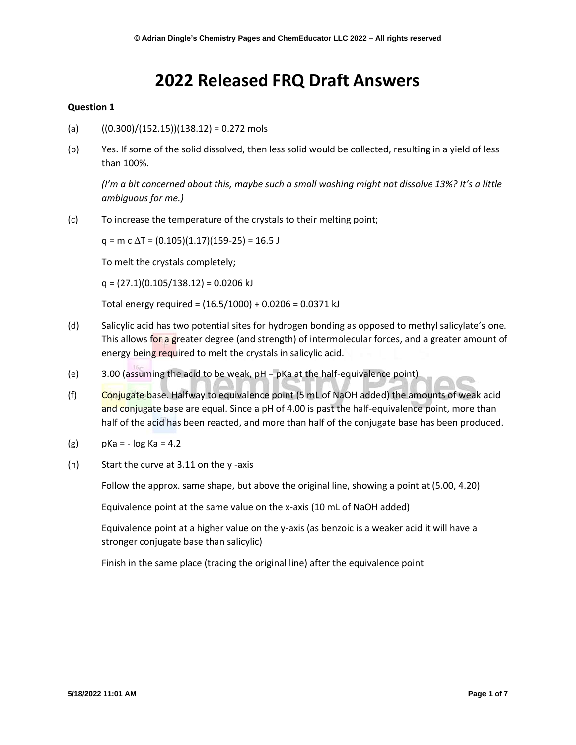# 2022 Released FRQ Draft Answers

**Question 1**

(a) $((0.300)/(152.15))(138.12) = 0.272$ mols

(b) Yes. If some of the solid dissolved, then less solid would be collected, resulting in a yield of less than 100%.

*(I'm a bit concerned about this, maybe such a small washing might not dissolve 13%? It's a little ambiguous for me.)*

(c) To increase the temperature of the crystals to their melting point;

$q = m\ c\ \Delta T = (0.105)(1.17)(159\text{-}25) = 16.5$ J

To melt the crystals completely;

$q = (27.1)(0.105/138.12) = 0.0206$ kJ

Total energy required = $(16.5/1000) + 0.0206 = 0.0371$ kJ

(d) Salicylic acid has two potential sites for hydrogen bonding as opposed to methyl salicylate's one. This allows for a greater degree (and strength) of intermolecular forces, and a greater amount of energy being required to melt the crystals in salicylic acid.

(e) 3.00 (assuming the acid to be weak, pH = pKa at the half-equivalence point)

(f) Conjugate base. Halfway to equivalence point (5 mL of NaOH added) the amounts of weak acid and conjugate base are equal. Since a pH of 4.00 is past the half-equivalence point, more than half of the acid has been reacted, and more than half of the conjugate base has been produced.

(g) pKa = - log Ka = 4.2

(h) Start the curve at 3.11 on the y -axis

Follow the approx. same shape, but above the original line, showing a point at (5.00, 4.20)

Equivalence point at the same value on the x-axis (10 mL of NaOH added)

Equivalence point at a higher value on the y-axis (as benzoic is a weaker acid it will have a stronger conjugate base than salicylic)

Finish in the same place (tracing the original line) after the equivalence point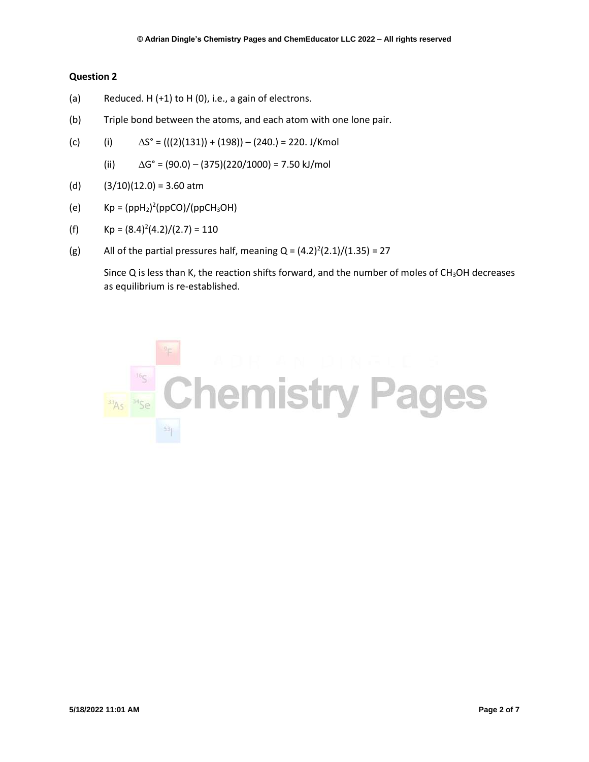**Question 2**

(a) Reduced. H (+1) to H (0), i.e., a gain of electrons.

(b) Triple bond between the atoms, and each atom with one lone pair.

(c) (i) $\Delta S° = (((2)(131)) + (198)) – (240.) = 220.$ J/Kmol

(ii) $\Delta G° = (90.0) – (375)(220/1000) = 7.50$ kJ/mol

(d) $(3/10)(12.0) = 3.60$ atm

(e) $Kp = (ppH_2)^2(ppCO)/(ppCH_3OH)$

(f) $Kp = (8.4)^2(4.2)/(2.7) = 110$

(g) All of the partial pressures half, meaning $Q = (4.2)^2(2.1)/(1.35) = 27$

Since Q is less than K, the reaction shifts forward, and the number of moles of $CH_3OH$ decreases as equilibrium is re-established.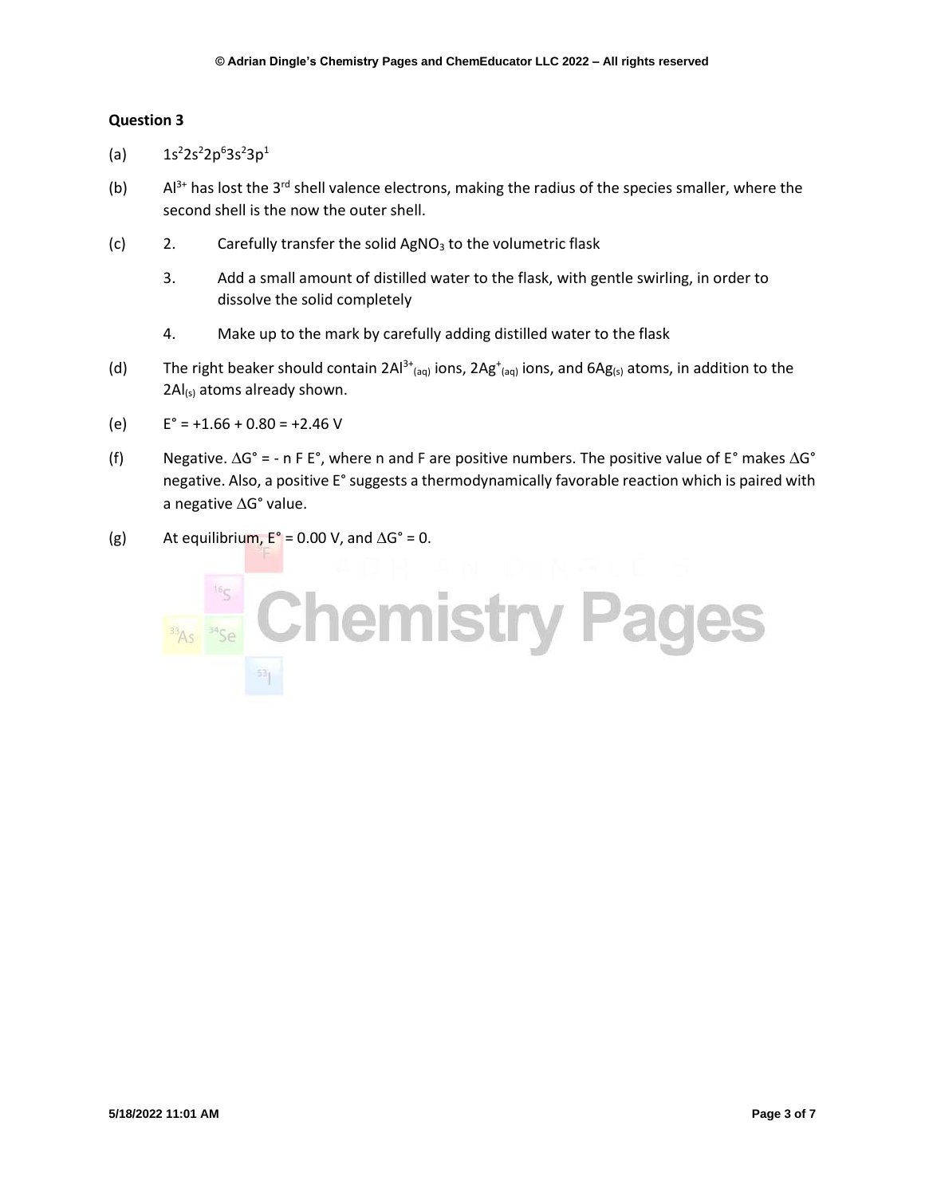**Question 3**

(a) $1s^2 2s^2 2p^6 3s^2 3p^1$

(b) $Al^{3+}$ has lost the 3rd shell valence electrons, making the radius of the species smaller, where the second shell is the now the outer shell.

(c)

2. Carefully transfer the solid $AgNO_3$ to the volumetric flask

3. Add a small amount of distilled water to the flask, with gentle swirling, in order to dissolve the solid completely

4. Make up to the mark by carefully adding distilled water to the flask

(d) The right beaker should contain $2Al^{3+}_{(aq)}$ ions, $2Ag^{+}_{(aq)}$ ions, and $6Ag_{(s)}$ atoms, in addition to the $2Al_{(s)}$ atoms already shown.

(e) $E° = +1.66 + 0.80 = +2.46$ V

(f) Negative. $\Delta G° = - n F E°$, where n and F are positive numbers. The positive value of E° makes $\Delta G°$ negative. Also, a positive E° suggests a thermodynamically favorable reaction which is paired with a negative $\Delta G°$ value.

(g) At equilibrium, E° = 0.00 V, and $\Delta G° = 0$.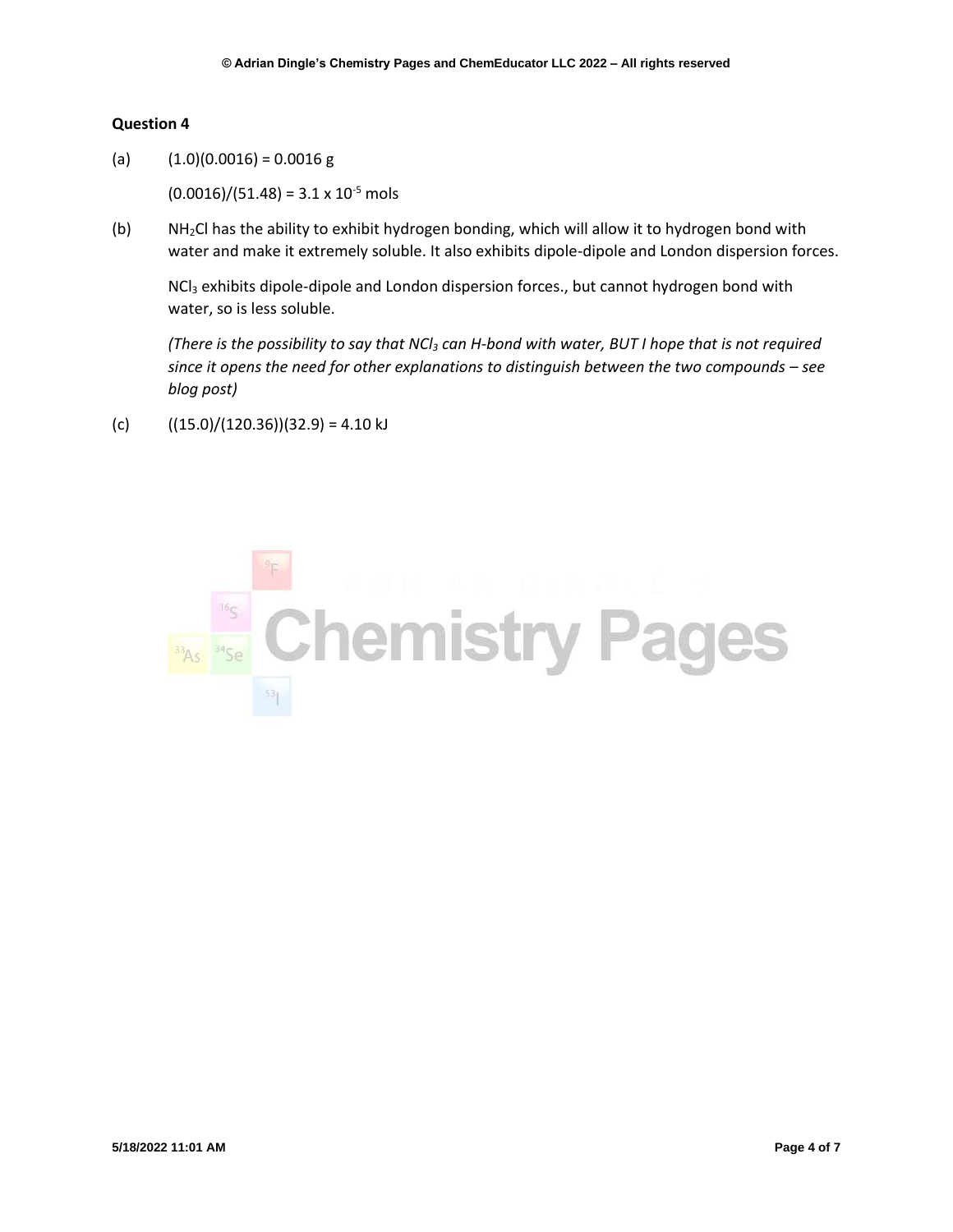**Question 4**

(a) $(1.0)(0.0016) = 0.0016$ g

$(0.0016)/(51.48) = 3.1 \times 10^{-5}$ mols

(b) $NH_2Cl$ has the ability to exhibit hydrogen bonding, which will allow it to hydrogen bond with water and make it extremely soluble. It also exhibits dipole-dipole and London dispersion forces.

$NCl_3$ exhibits dipole-dipole and London dispersion forces., but cannot hydrogen bond with water, so is less soluble.

*(There is the possibility to say that $NCl_3$ can H-bond with water, BUT I hope that is not required since it opens the need for other explanations to distinguish between the two compounds – see blog post)*

(c) $((15.0)/(120.36))(32.9) = 4.10$ kJ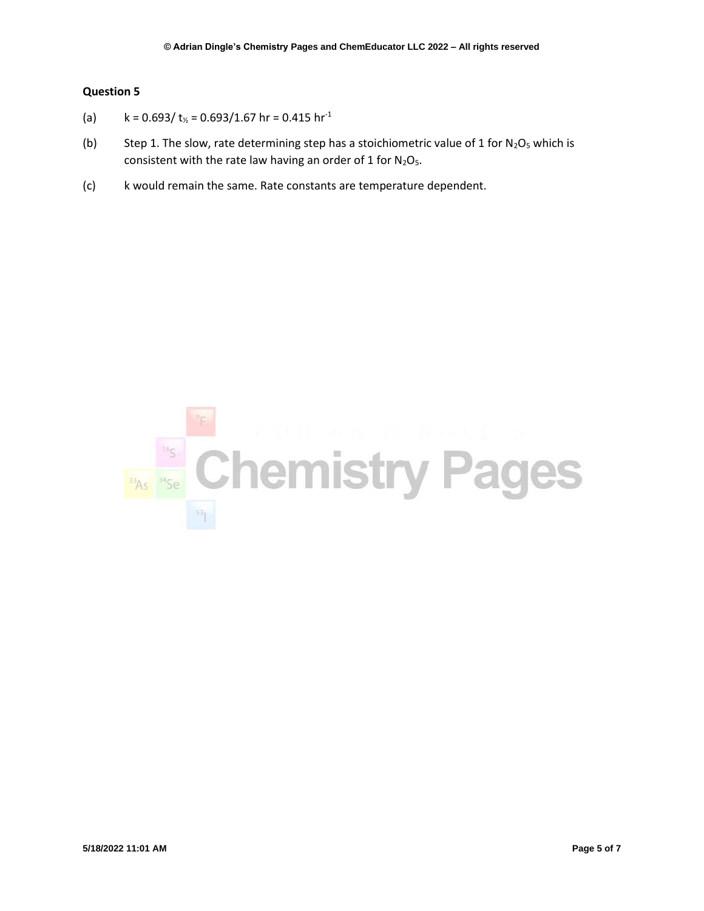**Question 5**

(a) $k = 0.693/ t_{½} = 0.693/1.67 \text{ hr} = 0.415 \text{ hr}^{-1}$

(b) Step 1. The slow, rate determining step has a stoichiometric value of 1 for $N_2O_5$ which is consistent with the rate law having an order of 1 for $N_2O_5$.

(c) k would remain the same. Rate constants are temperature dependent.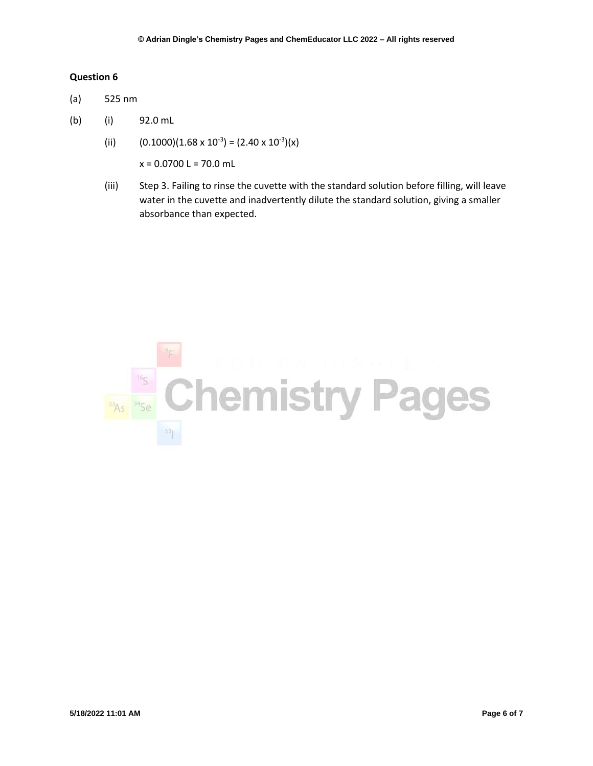**Question 6**

(a) 525 nm

(b) (i) 92.0 mL

(ii) $(0.1000)(1.68 \times 10^{-3}) = (2.40 \times 10^{-3})(x)$

$x = 0.0700$ L = 70.0 mL

(iii) Step 3. Failing to rinse the cuvette with the standard solution before filling, will leave water in the cuvette and inadvertently dilute the standard solution, giving a smaller absorbance than expected.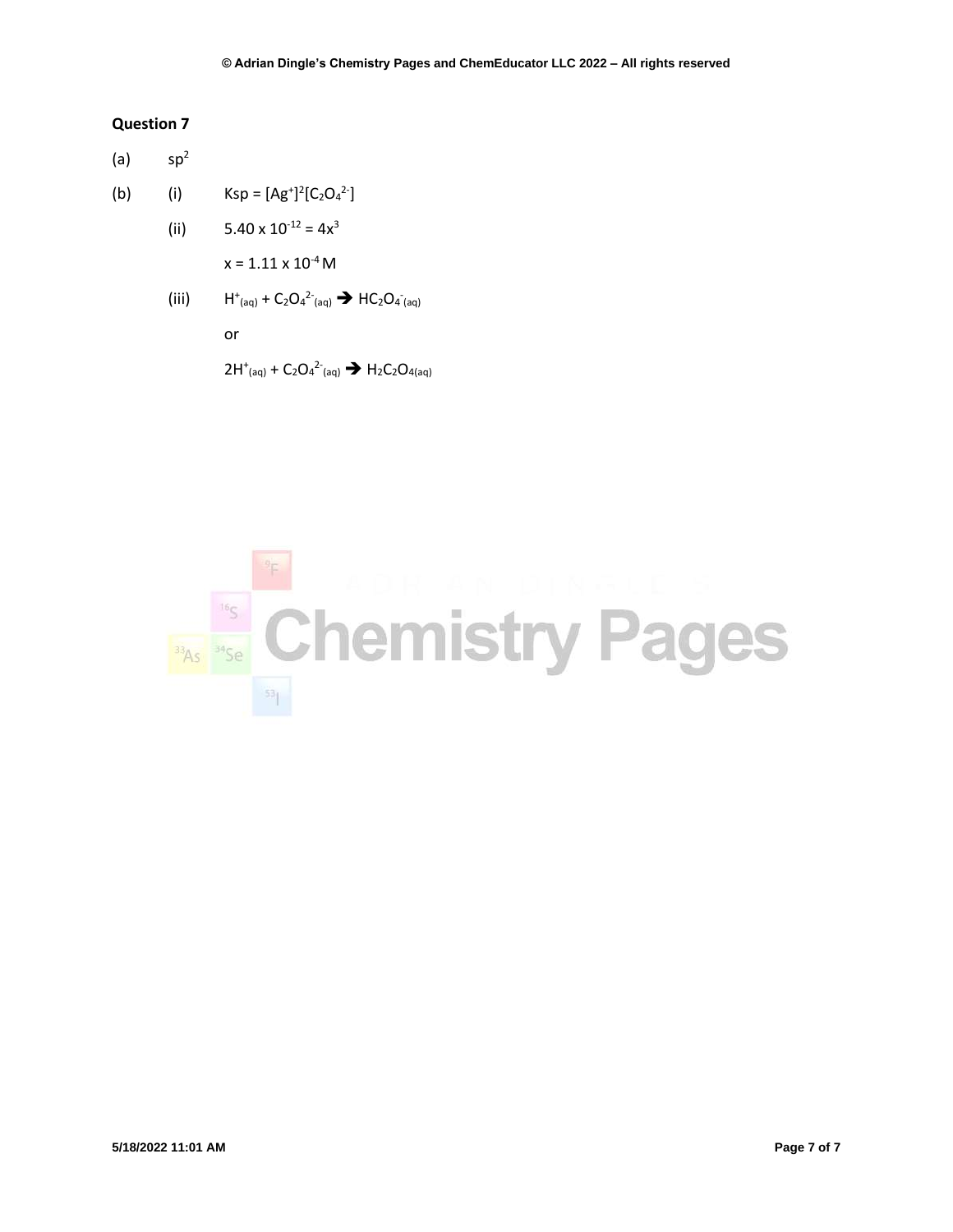## Question 7

(a) $sp^2$

(b) (i) $K_{sp} = [Ag^+]^2[C_2O_4^{2-}]$

(ii) $5.40 \times 10^{-12} = 4x^3$

$x = 1.11 \times 10^{-4}$ M

(iii) $H^+_{(aq)} + C_2O_4^{2-}{}_{(aq)} \rightarrow HC_2O_4^-{}_{(aq)}$

or

$2H^+_{(aq)} + C_2O_4^{2-}{}_{(aq)} \rightarrow H_2C_2O_{4(aq)}$